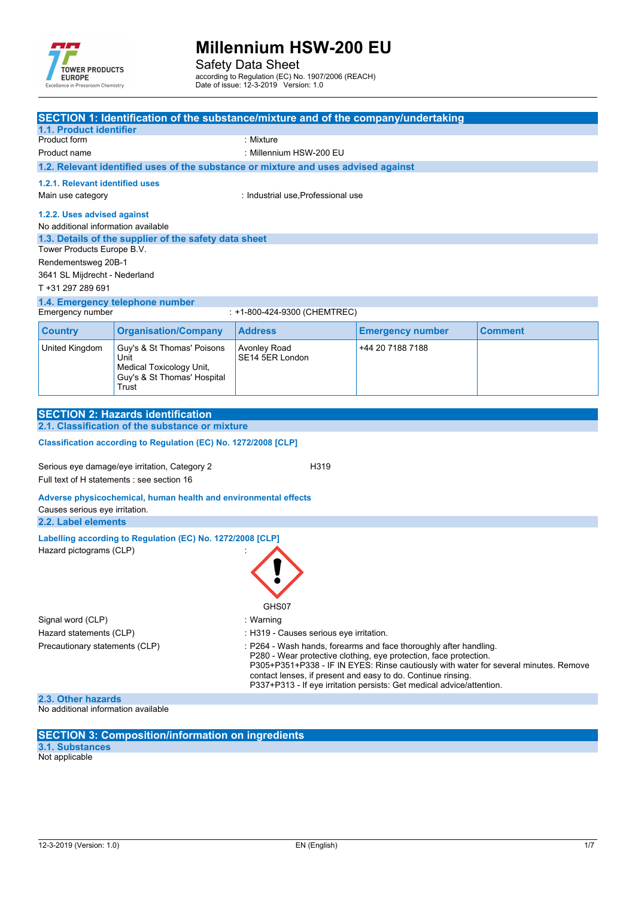# Millennium HSW-200 EU

Safety Data Sheet

according to Regulation (EC) No. 1907/2006 (REACH)
Date of issue: 12-3-2019 Version: 1.0

## SECTION 1: Identification of the substance/mixture and of the company/undertaking

### 1.1. Product identifier

Product form : Mixture

Product name : Millennium HSW-200 EU

### 1.2. Relevant identified uses of the substance or mixture and uses advised against

#### 1.2.1. Relevant identified uses

Main use category : Industrial use,Professional use

#### 1.2.2. Uses advised against

No additional information available

### 1.3. Details of the supplier of the safety data sheet

Tower Products Europe B.V.
Rendementsweg 20B-1
3641 SL Mijdrecht - Nederland
T +31 297 289 691

### 1.4. Emergency telephone number

Emergency number : +1-800-424-9300 (CHEMTREC)

| Country | Organisation/Company | Address | Emergency number | Comment |
|---|---|---|---|---|
| United Kingdom | Guy's & St Thomas' Poisons Unit Medical Toxicology Unit, Guy's & St Thomas' Hospital Trust | Avonley Road SE14 5ER London | +44 20 7188 7188 | |

## SECTION 2: Hazards identification

### 2.1. Classification of the substance or mixture

**Classification according to Regulation (EC) No. 1272/2008 [CLP]**

Serious eye damage/eye irritation, Category 2 H319

Full text of H statements : see section 16

**Adverse physicochemical, human health and environmental effects**

Causes serious eye irritation.

### 2.2. Label elements

**Labelling according to Regulation (EC) No. 1272/2008 [CLP]**

Hazard pictograms (CLP) :

GHS07

Signal word (CLP) : Warning

Hazard statements (CLP) : H319 - Causes serious eye irritation.

Precautionary statements (CLP) : P264 - Wash hands, forearms and face thoroughly after handling.
P280 - Wear protective clothing, eye protection, face protection.
P305+P351+P338 - IF IN EYES: Rinse cautiously with water for several minutes. Remove contact lenses, if present and easy to do. Continue rinsing.
P337+P313 - If eye irritation persists: Get medical advice/attention.

### 2.3. Other hazards

No additional information available

## SECTION 3: Composition/information on ingredients

### 3.1. Substances

Not applicable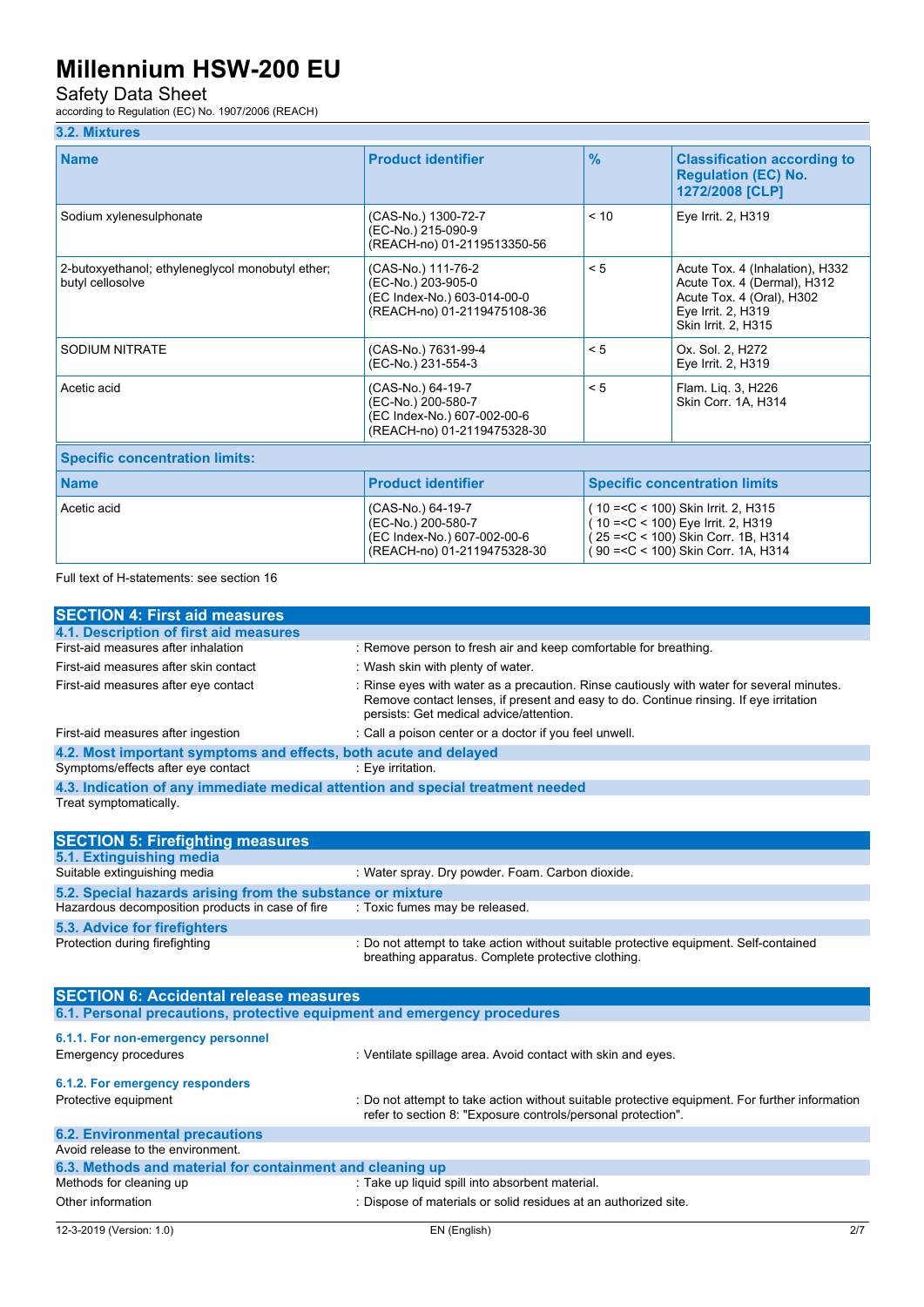### 3.2. Mixtures

| Name | Product identifier | % | Classification according to Regulation (EC) No. 1272/2008 [CLP] |
|---|---|---|---|
| Sodium xylenesulphonate | (CAS-No.) 1300-72-7<br>(EC-No.) 215-090-9<br>(REACH-no) 01-2119513350-56 | < 10 | Eye Irrit. 2, H319 |
| 2-butoxyethanol; ethyleneglycol monobutyl ether; butyl cellosolve | (CAS-No.) 111-76-2<br>(EC-No.) 203-905-0<br>(EC Index-No.) 603-014-00-0<br>(REACH-no) 01-2119475108-36 | < 5 | Acute Tox. 4 (Inhalation), H332<br>Acute Tox. 4 (Dermal), H312<br>Acute Tox. 4 (Oral), H302<br>Eye Irrit. 2, H319<br>Skin Irrit. 2, H315 |
| SODIUM NITRATE | (CAS-No.) 7631-99-4<br>(EC-No.) 231-554-3 | < 5 | Ox. Sol. 2, H272<br>Eye Irrit. 2, H319 |
| Acetic acid | (CAS-No.) 64-19-7<br>(EC-No.) 200-580-7<br>(EC Index-No.) 607-002-00-6<br>(REACH-no) 01-2119475328-30 | < 5 | Flam. Liq. 3, H226<br>Skin Corr. 1A, H314 |

**Specific concentration limits:**

| Name | Product identifier | Specific concentration limits |
|---|---|---|
| Acetic acid | (CAS-No.) 64-19-7<br>(EC-No.) 200-580-7<br>(EC Index-No.) 607-002-00-6<br>(REACH-no) 01-2119475328-30 | ( 10 =<C < 100) Skin Irrit. 2, H315<br>( 10 =<C < 100) Eye Irrit. 2, H319<br>( 25 =<C < 100) Skin Corr. 1B, H314<br>( 90 =<C < 100) Skin Corr. 1A, H314 |

Full text of H-statements: see section 16

## SECTION 4: First aid measures

### 4.1. Description of first aid measures

First-aid measures after inhalation : Remove person to fresh air and keep comfortable for breathing.

First-aid measures after skin contact : Wash skin with plenty of water.

First-aid measures after eye contact : Rinse eyes with water as a precaution. Rinse cautiously with water for several minutes. Remove contact lenses, if present and easy to do. Continue rinsing. If eye irritation persists: Get medical advice/attention.

First-aid measures after ingestion : Call a poison center or a doctor if you feel unwell.

### 4.2. Most important symptoms and effects, both acute and delayed

Symptoms/effects after eye contact : Eye irritation.

### 4.3. Indication of any immediate medical attention and special treatment needed

Treat symptomatically.

## SECTION 5: Firefighting measures

### 5.1. Extinguishing media

Suitable extinguishing media : Water spray. Dry powder. Foam. Carbon dioxide.

### 5.2. Special hazards arising from the substance or mixture

Hazardous decomposition products in case of fire : Toxic fumes may be released.

### 5.3. Advice for firefighters

Protection during firefighting : Do not attempt to take action without suitable protective equipment. Self-contained breathing apparatus. Complete protective clothing.

## SECTION 6: Accidental release measures

### 6.1. Personal precautions, protective equipment and emergency procedures

#### 6.1.1. For non-emergency personnel

Emergency procedures : Ventilate spillage area. Avoid contact with skin and eyes.

#### 6.1.2. For emergency responders

Protective equipment : Do not attempt to take action without suitable protective equipment. For further information refer to section 8: "Exposure controls/personal protection".

### 6.2. Environmental precautions

Avoid release to the environment.

### 6.3. Methods and material for containment and cleaning up

Methods for cleaning up : Take up liquid spill into absorbent material.

Other information : Dispose of materials or solid residues at an authorized site.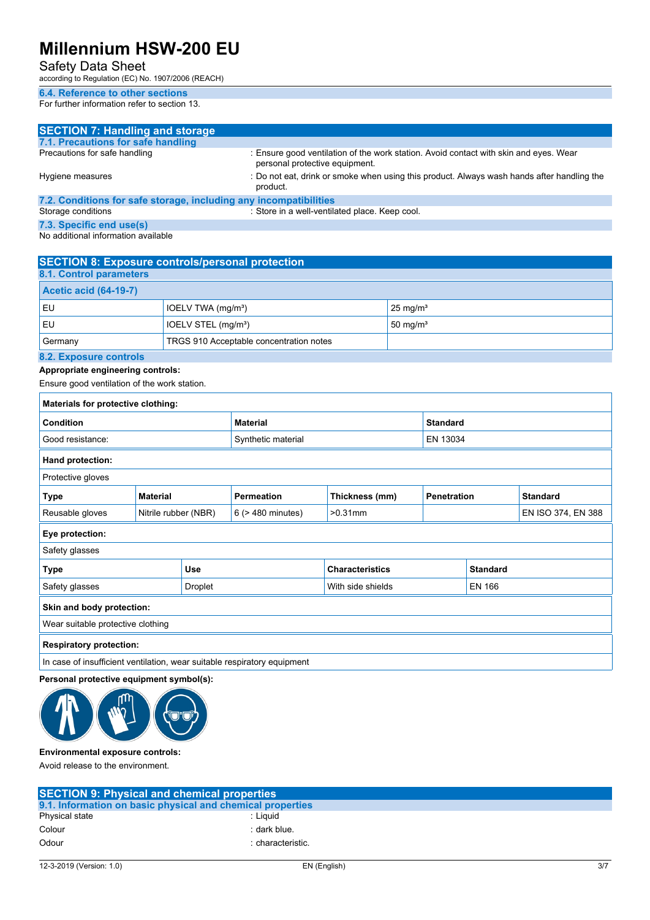### 6.4. Reference to other sections

For further information refer to section 13.

## SECTION 7: Handling and storage

### 7.1. Precautions for safe handling

Precautions for safe handling : Ensure good ventilation of the work station. Avoid contact with skin and eyes. Wear personal protective equipment.

Hygiene measures : Do not eat, drink or smoke when using this product. Always wash hands after handling the product.

### 7.2. Conditions for safe storage, including any incompatibilities

Storage conditions : Store in a well-ventilated place. Keep cool.

### 7.3. Specific end use(s)

No additional information available

## SECTION 8: Exposure controls/personal protection

### 8.1. Control parameters

| Acetic acid (64-19-7) | | |
|---|---|---|
| EU | IOELV TWA (mg/m³) | 25 mg/m³ |
| EU | IOELV STEL (mg/m³) | 50 mg/m³ |
| Germany | TRGS 910 Acceptable concentration notes | |

### 8.2. Exposure controls

**Appropriate engineering controls:**

Ensure good ventilation of the work station.

**Materials for protective clothing:**

| Condition | Material | Standard |
|---|---|---|
| Good resistance: | Synthetic material | EN 13034 |

**Hand protection:**

Protective gloves

| Type | Material | Permeation | Thickness (mm) | Penetration | Standard |
|---|---|---|---|---|---|
| Reusable gloves | Nitrile rubber (NBR) | 6 (> 480 minutes) | >0.31mm | | EN ISO 374, EN 388 |

**Eye protection:**

Safety glasses

| Type | Use | Characteristics | Standard |
|---|---|---|---|
| Safety glasses | Droplet | With side shields | EN 166 |

**Skin and body protection:**

Wear suitable protective clothing

**Respiratory protection:**

In case of insufficient ventilation, wear suitable respiratory equipment

**Personal protective equipment symbol(s):**

**Environmental exposure controls:**

Avoid release to the environment.

## SECTION 9: Physical and chemical properties

### 9.1. Information on basic physical and chemical properties

Physical state : Liquid

Colour : dark blue.

Odour : characteristic.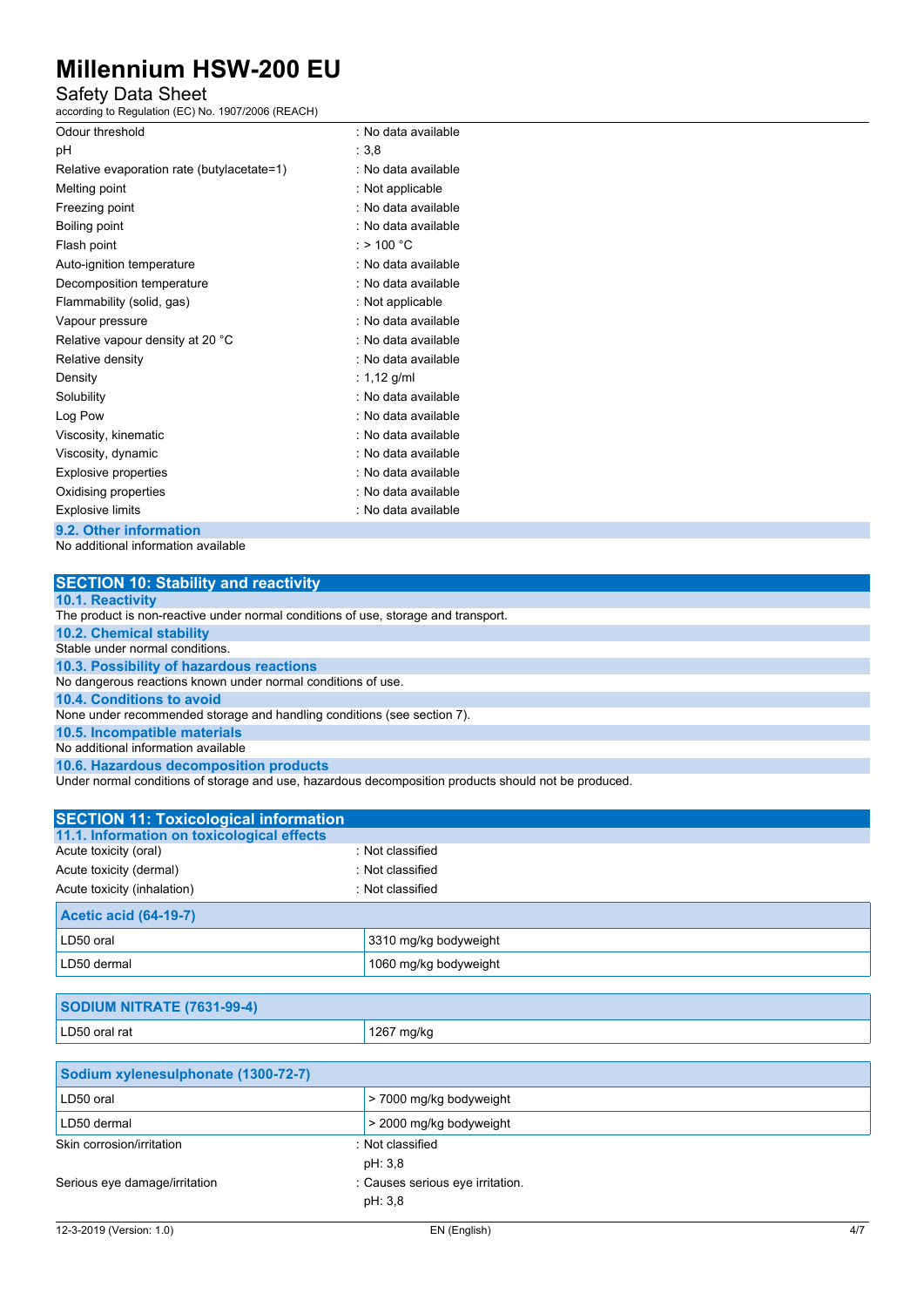| | |
|---|---|
| Odour threshold | : No data available |
| pH | : 3,8 |
| Relative evaporation rate (butylacetate=1) | : No data available |
| Melting point | : Not applicable |
| Freezing point | : No data available |
| Boiling point | : No data available |
| Flash point | : > 100 °C |
| Auto-ignition temperature | : No data available |
| Decomposition temperature | : No data available |
| Flammability (solid, gas) | : Not applicable |
| Vapour pressure | : No data available |
| Relative vapour density at 20 °C | : No data available |
| Relative density | : No data available |
| Density | : 1,12 g/ml |
| Solubility | : No data available |
| Log Pow | : No data available |
| Viscosity, kinematic | : No data available |
| Viscosity, dynamic | : No data available |
| Explosive properties | : No data available |
| Oxidising properties | : No data available |
| Explosive limits | : No data available |

### 9.2. Other information

No additional information available

## SECTION 10: Stability and reactivity

### 10.1. Reactivity

The product is non-reactive under normal conditions of use, storage and transport.

### 10.2. Chemical stability

Stable under normal conditions.

### 10.3. Possibility of hazardous reactions

No dangerous reactions known under normal conditions of use.

### 10.4. Conditions to avoid

None under recommended storage and handling conditions (see section 7).

### 10.5. Incompatible materials

No additional information available

### 10.6. Hazardous decomposition products

Under normal conditions of storage and use, hazardous decomposition products should not be produced.

## SECTION 11: Toxicological information

### 11.1. Information on toxicological effects

| | |
|---|---|
| Acute toxicity (oral) | : Not classified |
| Acute toxicity (dermal) | : Not classified |
| Acute toxicity (inhalation) | : Not classified |

| Acetic acid (64-19-7) | |
|---|---|
| LD50 oral | 3310 mg/kg bodyweight |
| LD50 dermal | 1060 mg/kg bodyweight |

| SODIUM NITRATE (7631-99-4) | |
|---|---|
| LD50 oral rat | 1267 mg/kg |

| Sodium xylenesulphonate (1300-72-7) | |
|---|---|
| LD50 oral | > 7000 mg/kg bodyweight |
| LD50 dermal | > 2000 mg/kg bodyweight |

| | |
|---|---|
| Skin corrosion/irritation | : Not classified<br>pH: 3,8 |
| Serious eye damage/irritation | : Causes serious eye irritation.<br>pH: 3,8 |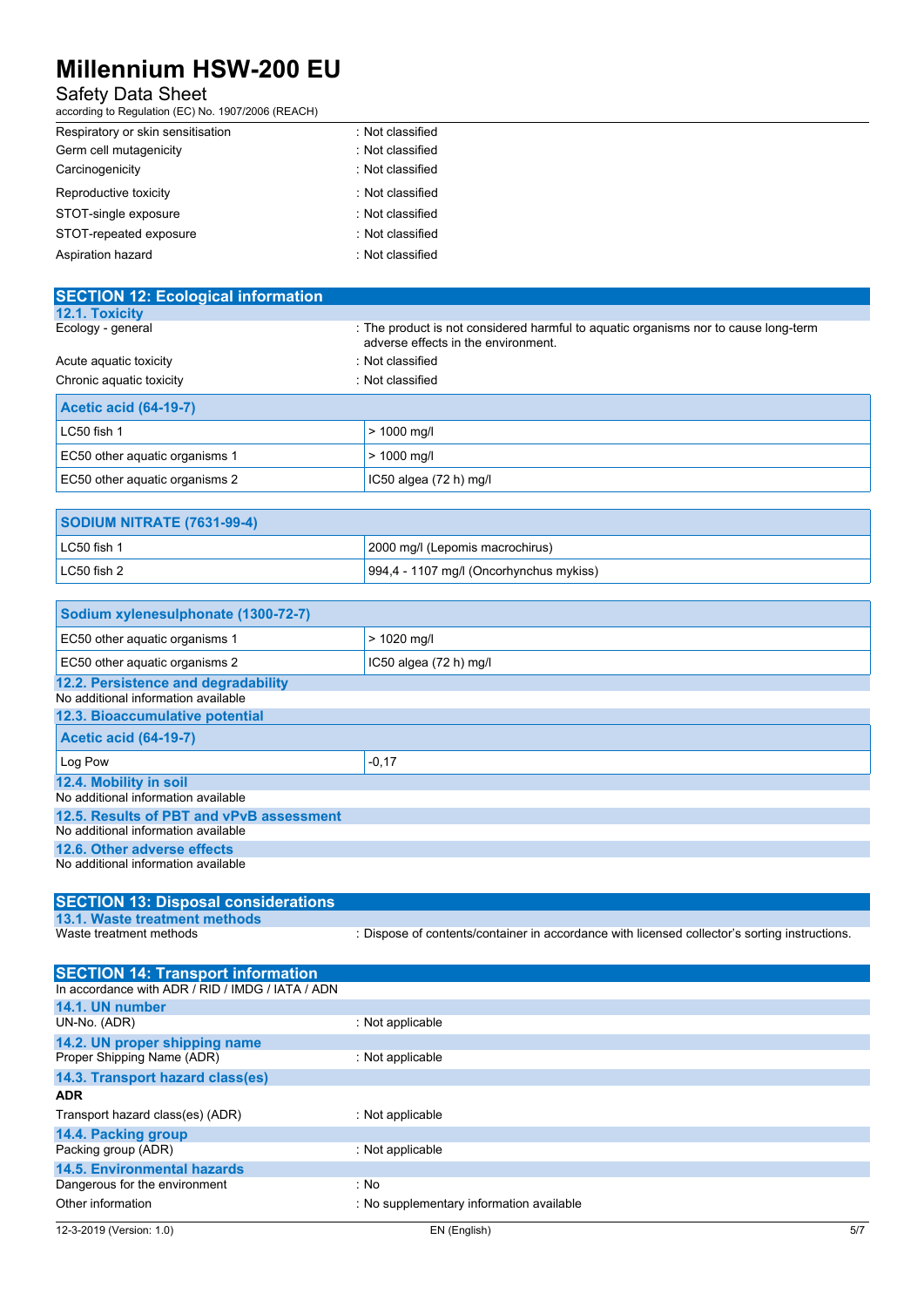| | |
|---|---|
| Respiratory or skin sensitisation | : Not classified |
| Germ cell mutagenicity | : Not classified |
| Carcinogenicity | : Not classified |
| Reproductive toxicity | : Not classified |
| STOT-single exposure | : Not classified |
| STOT-repeated exposure | : Not classified |
| Aspiration hazard | : Not classified |

## SECTION 12: Ecological information

### 12.1. Toxicity

| | |
|---|---|
| Ecology - general | : The product is not considered harmful to aquatic organisms nor to cause long-term adverse effects in the environment. |
| Acute aquatic toxicity | : Not classified |
| Chronic aquatic toxicity | : Not classified |

| Acetic acid (64-19-7) | |
|---|---|
| LC50 fish 1 | > 1000 mg/l |
| EC50 other aquatic organisms 1 | > 1000 mg/l |
| EC50 other aquatic organisms 2 | IC50 algea (72 h) mg/l |

| SODIUM NITRATE (7631-99-4) | |
|---|---|
| LC50 fish 1 | 2000 mg/l (Lepomis macrochirus) |
| LC50 fish 2 | 994,4 - 1107 mg/l (Oncorhynchus mykiss) |

| Sodium xylenesulphonate (1300-72-7) | |
|---|---|
| EC50 other aquatic organisms 1 | > 1020 mg/l |
| EC50 other aquatic organisms 2 | IC50 algea (72 h) mg/l |

### 12.2. Persistence and degradability

No additional information available

### 12.3. Bioaccumulative potential

| Acetic acid (64-19-7) | |
|---|---|
| Log Pow | -0,17 |

### 12.4. Mobility in soil

No additional information available

### 12.5. Results of PBT and vPvB assessment

No additional information available

### 12.6. Other adverse effects

No additional information available

## SECTION 13: Disposal considerations

### 13.1. Waste treatment methods

| | |
|---|---|
| Waste treatment methods | : Dispose of contents/container in accordance with licensed collector's sorting instructions. |

## SECTION 14: Transport information

In accordance with ADR / RID / IMDG / IATA / ADN

### 14.1. UN number

| | |
|---|---|
| UN-No. (ADR) | : Not applicable |

### 14.2. UN proper shipping name

| | |
|---|---|
| Proper Shipping Name (ADR) | : Not applicable |

### 14.3. Transport hazard class(es)

**ADR**

| | |
|---|---|
| Transport hazard class(es) (ADR) | : Not applicable |

### 14.4. Packing group

| | |
|---|---|
| Packing group (ADR) | : Not applicable |

### 14.5. Environmental hazards

| | |
|---|---|
| Dangerous for the environment | : No |
| Other information | : No supplementary information available |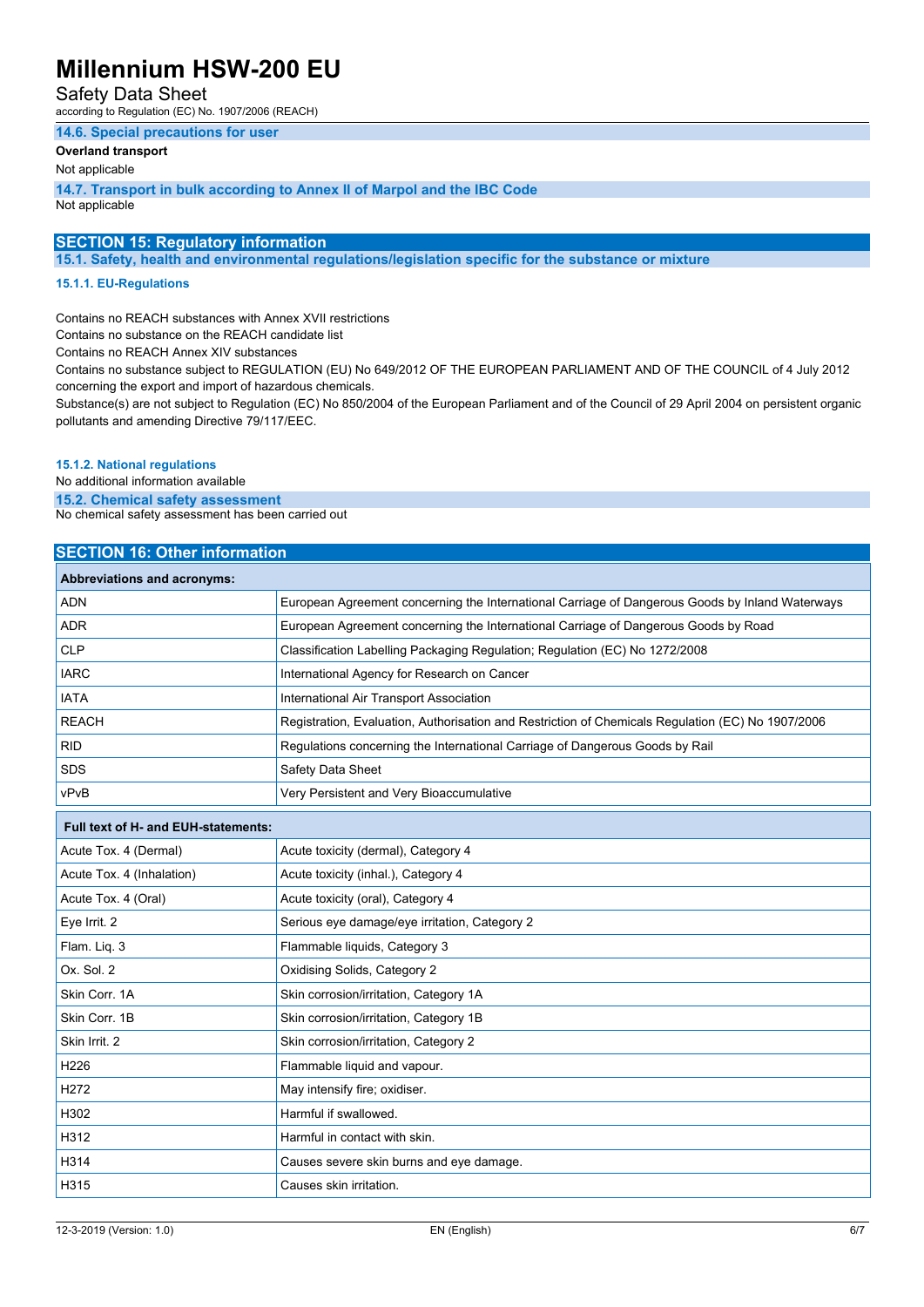### 14.6. Special precautions for user

**Overland transport**

Not applicable

### 14.7. Transport in bulk according to Annex II of Marpol and the IBC Code

Not applicable

## SECTION 15: Regulatory information

### 15.1. Safety, health and environmental regulations/legislation specific for the substance or mixture

#### 15.1.1. EU-Regulations

Contains no REACH substances with Annex XVII restrictions

Contains no substance on the REACH candidate list

Contains no REACH Annex XIV substances

Contains no substance subject to REGULATION (EU) No 649/2012 OF THE EUROPEAN PARLIAMENT AND OF THE COUNCIL of 4 July 2012 concerning the export and import of hazardous chemicals.

Substance(s) are not subject to Regulation (EC) No 850/2004 of the European Parliament and of the Council of 29 April 2004 on persistent organic pollutants and amending Directive 79/117/EEC.

#### 15.1.2. National regulations

No additional information available

### 15.2. Chemical safety assessment

No chemical safety assessment has been carried out

## SECTION 16: Other information

| Abbreviations and acronyms: | |
|---|---|
| ADN | European Agreement concerning the International Carriage of Dangerous Goods by Inland Waterways |
| ADR | European Agreement concerning the International Carriage of Dangerous Goods by Road |
| CLP | Classification Labelling Packaging Regulation; Regulation (EC) No 1272/2008 |
| IARC | International Agency for Research on Cancer |
| IATA | International Air Transport Association |
| REACH | Registration, Evaluation, Authorisation and Restriction of Chemicals Regulation (EC) No 1907/2006 |
| RID | Regulations concerning the International Carriage of Dangerous Goods by Rail |
| SDS | Safety Data Sheet |
| vPvB | Very Persistent and Very Bioaccumulative |

| Full text of H- and EUH-statements: | |
|---|---|
| Acute Tox. 4 (Dermal) | Acute toxicity (dermal), Category 4 |
| Acute Tox. 4 (Inhalation) | Acute toxicity (inhal.), Category 4 |
| Acute Tox. 4 (Oral) | Acute toxicity (oral), Category 4 |
| Eye Irrit. 2 | Serious eye damage/eye irritation, Category 2 |
| Flam. Liq. 3 | Flammable liquids, Category 3 |
| Ox. Sol. 2 | Oxidising Solids, Category 2 |
| Skin Corr. 1A | Skin corrosion/irritation, Category 1A |
| Skin Corr. 1B | Skin corrosion/irritation, Category 1B |
| Skin Irrit. 2 | Skin corrosion/irritation, Category 2 |
| H226 | Flammable liquid and vapour. |
| H272 | May intensify fire; oxidiser. |
| H302 | Harmful if swallowed. |
| H312 | Harmful in contact with skin. |
| H314 | Causes severe skin burns and eye damage. |
| H315 | Causes skin irritation. |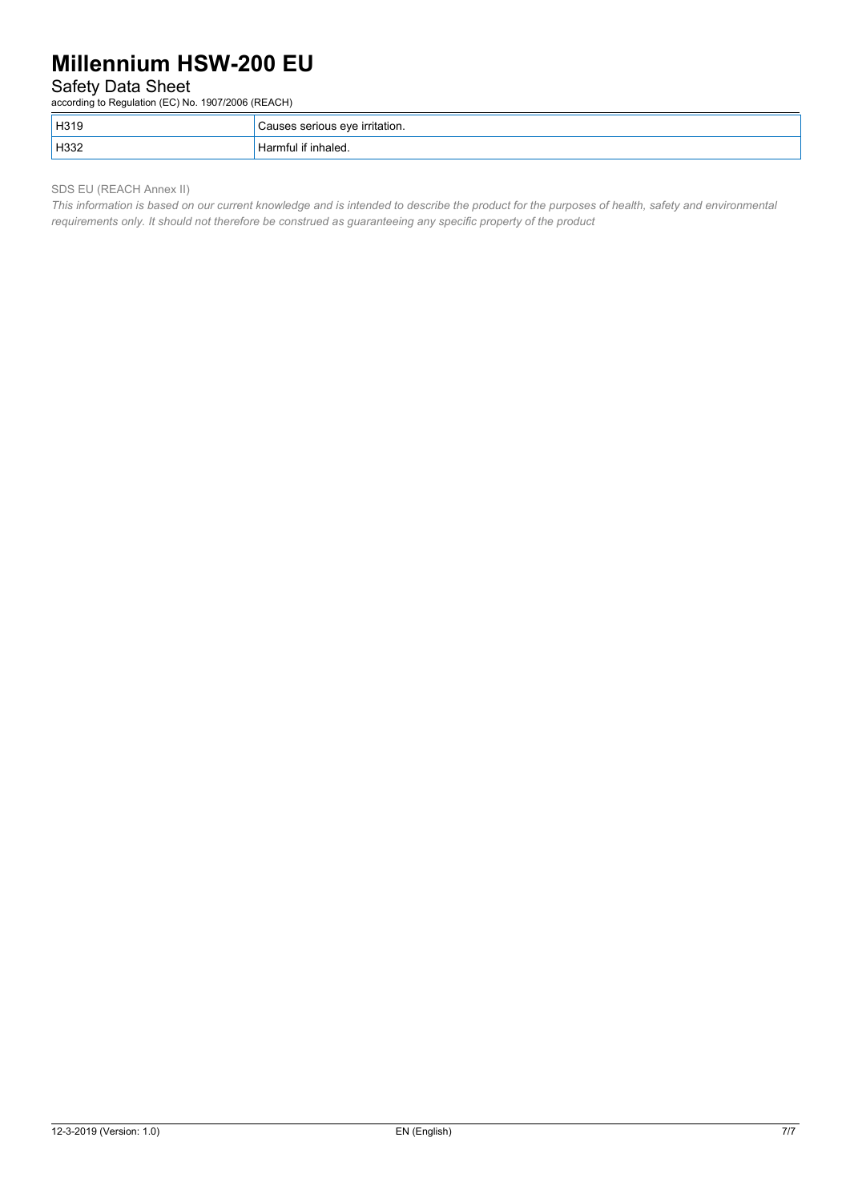| | |
|---|---|
| H319 | Causes serious eye irritation. |
| H332 | Harmful if inhaled. |

SDS EU (REACH Annex II)

*This information is based on our current knowledge and is intended to describe the product for the purposes of health, safety and environmental requirements only. It should not therefore be construed as guaranteeing any specific property of the product*